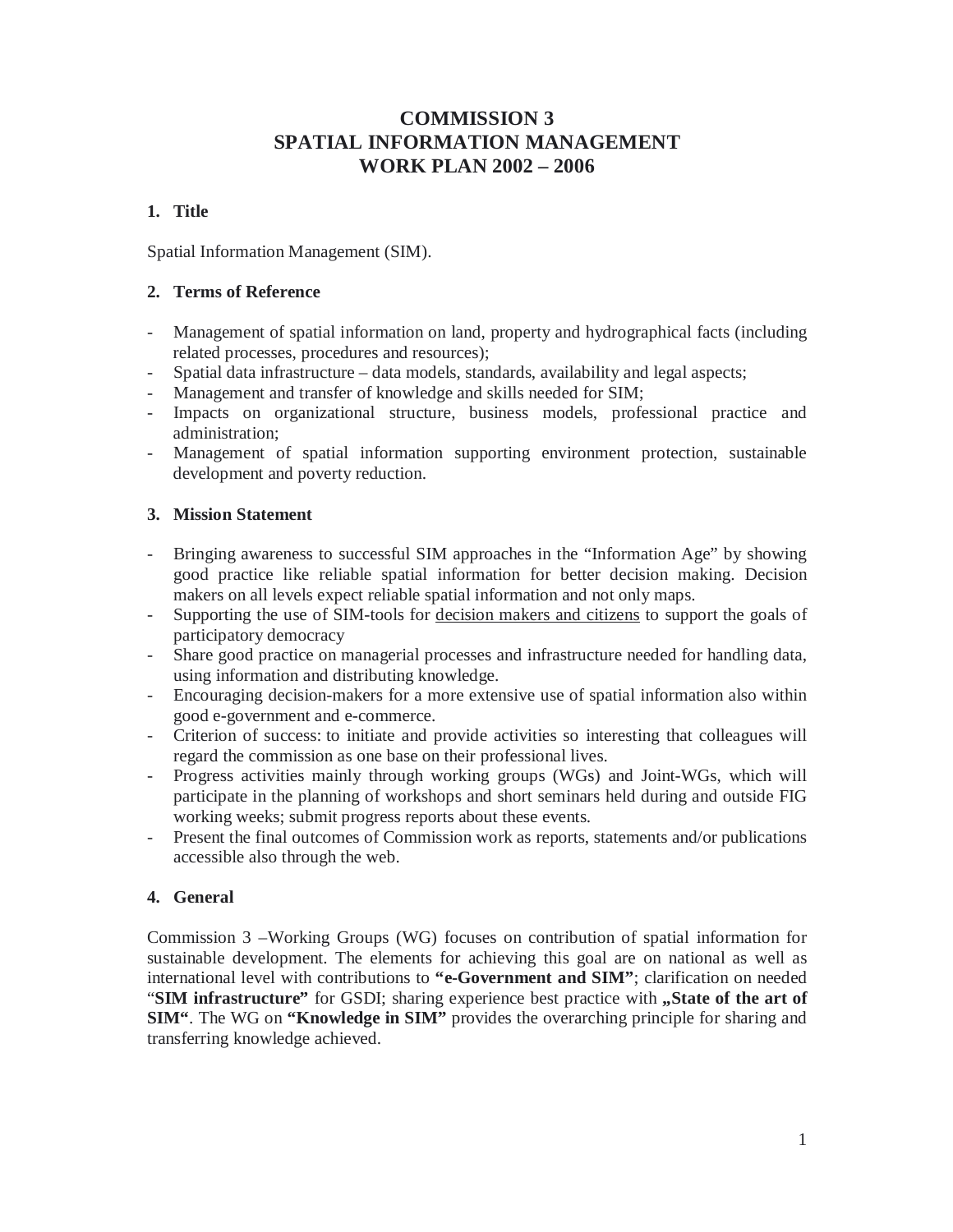# COMMISSION 3
# SPATIAL INFORMATION MANAGEMENT
# WORK PLAN 2002 – 2006

## 1. Title

Spatial Information Management (SIM).

## 2. Terms of Reference

- Management of spatial information on land, property and hydrographical facts (including related processes, procedures and resources);
- Spatial data infrastructure – data models, standards, availability and legal aspects;
- Management and transfer of knowledge and skills needed for SIM;
- Impacts on organizational structure, business models, professional practice and administration;
- Management of spatial information supporting environment protection, sustainable development and poverty reduction.

## 3. Mission Statement

- Bringing awareness to successful SIM approaches in the "Information Age" by showing good practice like reliable spatial information for better decision making. Decision makers on all levels expect reliable spatial information and not only maps.
- Supporting the use of SIM-tools for <u>decision makers and citizens</u> to support the goals of participatory democracy
- Share good practice on managerial processes and infrastructure needed for handling data, using information and distributing knowledge.
- Encouraging decision-makers for a more extensive use of spatial information also within good e-government and e-commerce.
- Criterion of success: to initiate and provide activities so interesting that colleagues will regard the commission as one base on their professional lives.
- Progress activities mainly through working groups (WGs) and Joint-WGs, which will participate in the planning of workshops and short seminars held during and outside FIG working weeks; submit progress reports about these events.
- Present the final outcomes of Commission work as reports, statements and/or publications accessible also through the web.

## 4. General

Commission 3 –Working Groups (WG) focuses on contribution of spatial information for sustainable development. The elements for achieving this goal are on national as well as international level with contributions to **"e-Government and SIM"**; clarification on needed "**SIM infrastructure"** for GSDI; sharing experience best practice with **„State of the art of SIM"**. The WG on **"Knowledge in SIM"** provides the overarching principle for sharing and transferring knowledge achieved.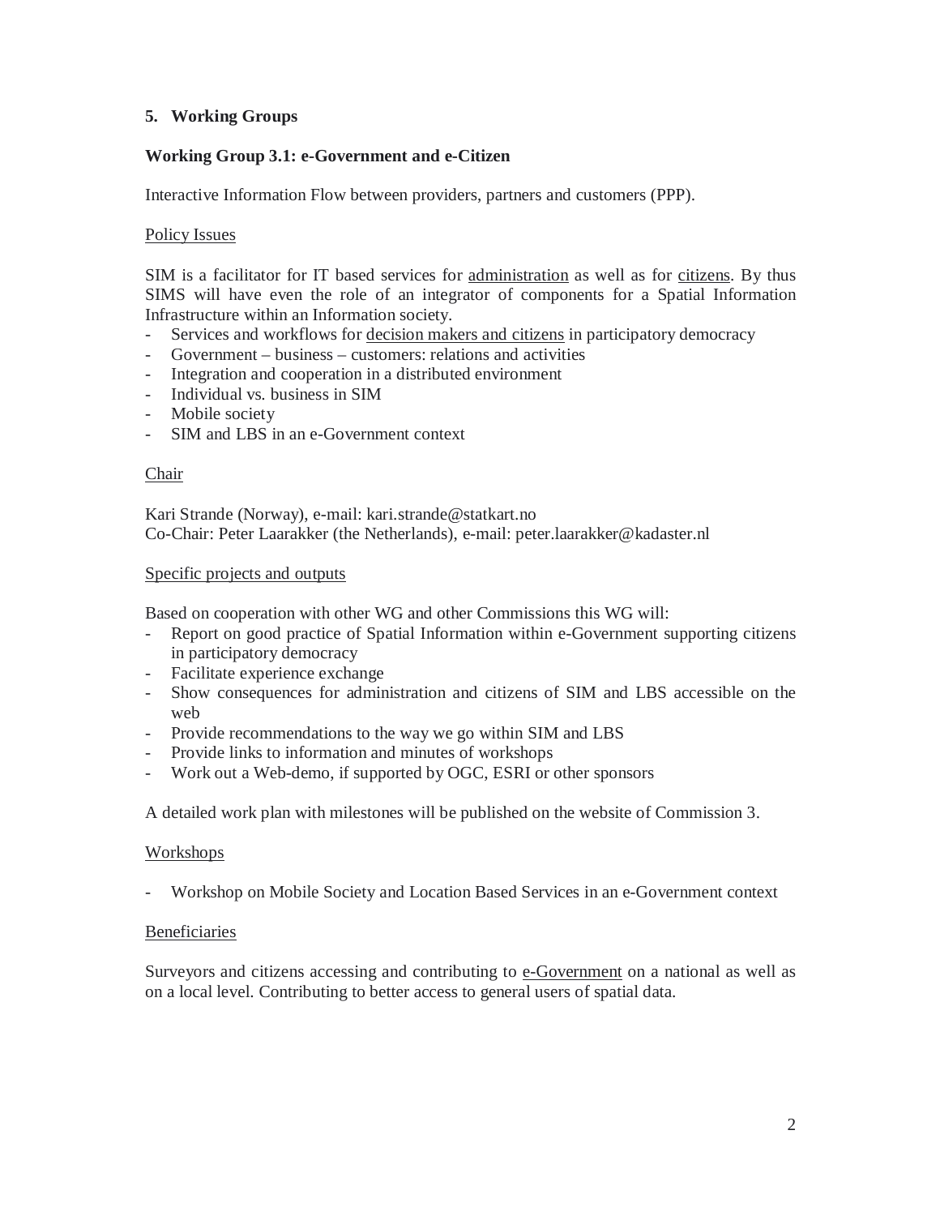## 5. Working Groups

### Working Group 3.1: e-Government and e-Citizen

Interactive Information Flow between providers, partners and customers (PPP).

Policy Issues

SIM is a facilitator for IT based services for administration as well as for citizens. By thus SIMS will have even the role of an integrator of components for a Spatial Information Infrastructure within an Information society.

- Services and workflows for decision makers and citizens in participatory democracy
- Government – business – customers: relations and activities
- Integration and cooperation in a distributed environment
- Individual vs. business in SIM
- Mobile society
- SIM and LBS in an e-Government context

Chair

Kari Strande (Norway), e-mail: kari.strande@statkart.no
Co-Chair: Peter Laarakker (the Netherlands), e-mail: peter.laarakker@kadaster.nl

Specific projects and outputs

Based on cooperation with other WG and other Commissions this WG will:

- Report on good practice of Spatial Information within e-Government supporting citizens in participatory democracy
- Facilitate experience exchange
- Show consequences for administration and citizens of SIM and LBS accessible on the web
- Provide recommendations to the way we go within SIM and LBS
- Provide links to information and minutes of workshops
- Work out a Web-demo, if supported by OGC, ESRI or other sponsors

A detailed work plan with milestones will be published on the website of Commission 3.

Workshops

- Workshop on Mobile Society and Location Based Services in an e-Government context

Beneficiaries

Surveyors and citizens accessing and contributing to e-Government on a national as well as on a local level. Contributing to better access to general users of spatial data.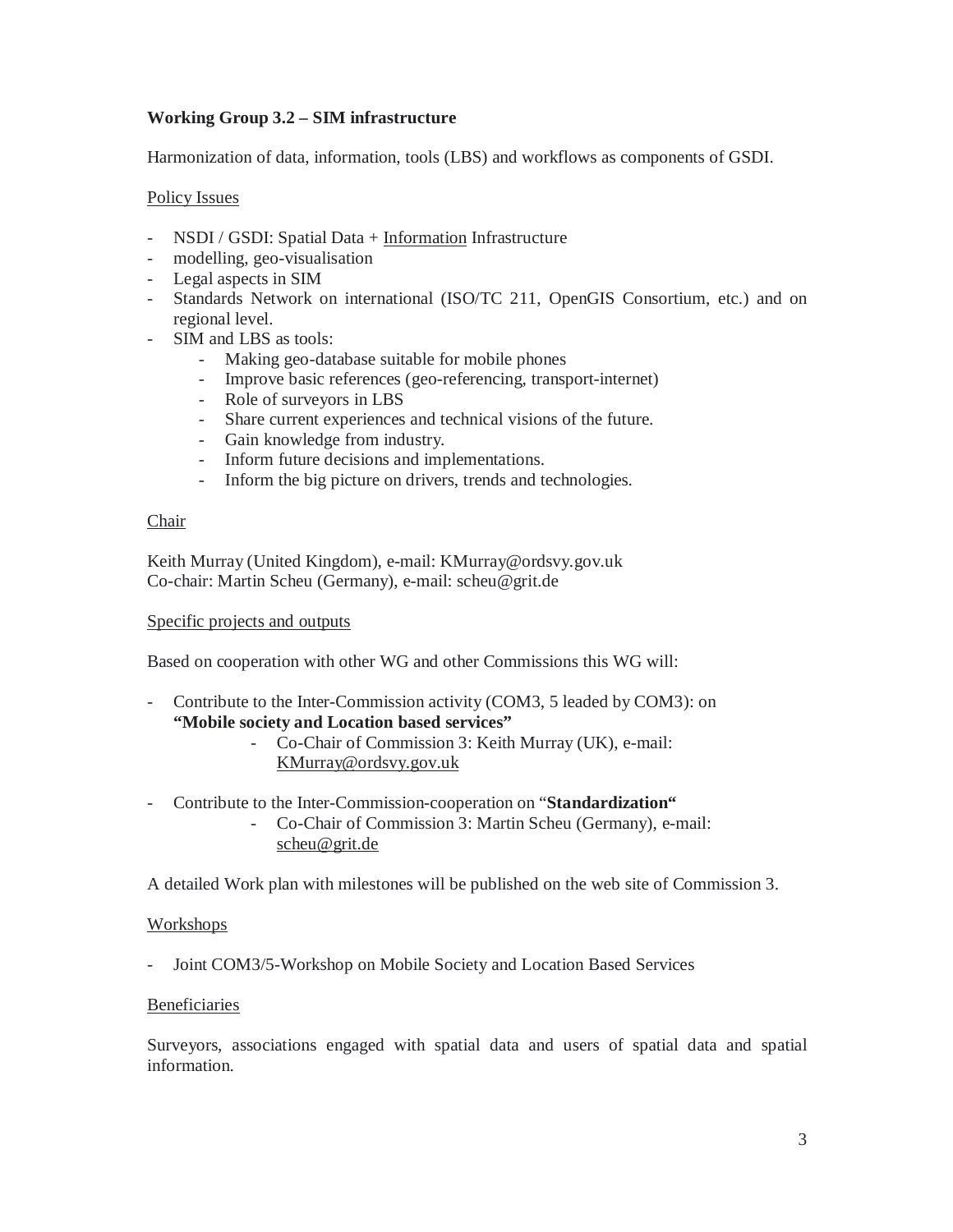**Working Group 3.2 – SIM infrastructure**

Harmonization of data, information, tools (LBS) and workflows as components of GSDI.

<u>Policy Issues</u>

- NSDI / GSDI: Spatial Data + <u>Information</u> Infrastructure
- modelling, geo-visualisation
- Legal aspects in SIM
- Standards Network on international (ISO/TC 211, OpenGIS Consortium, etc.) and on regional level.
- SIM and LBS as tools:
    - Making geo-database suitable for mobile phones
    - Improve basic references (geo-referencing, transport-internet)
    - Role of surveyors in LBS
    - Share current experiences and technical visions of the future.
    - Gain knowledge from industry.
    - Inform future decisions and implementations.
    - Inform the big picture on drivers, trends and technologies.

<u>Chair</u>

Keith Murray (United Kingdom), e-mail: KMurray@ordsvy.gov.uk
Co-chair: Martin Scheu (Germany), e-mail: scheu@grit.de

<u>Specific projects and outputs</u>

Based on cooperation with other WG and other Commissions this WG will:

- Contribute to the Inter-Commission activity (COM3, 5 leaded by COM3): on **"Mobile society and Location based services"**
    - Co-Chair of Commission 3: Keith Murray (UK), e-mail: KMurray@ordsvy.gov.uk

- Contribute to the Inter-Commission-cooperation on "**Standardization"**
    - Co-Chair of Commission 3: Martin Scheu (Germany), e-mail: scheu@grit.de

A detailed Work plan with milestones will be published on the web site of Commission 3.

<u>Workshops</u>

- Joint COM3/5-Workshop on Mobile Society and Location Based Services

<u>Beneficiaries</u>

Surveyors, associations engaged with spatial data and users of spatial data and spatial information.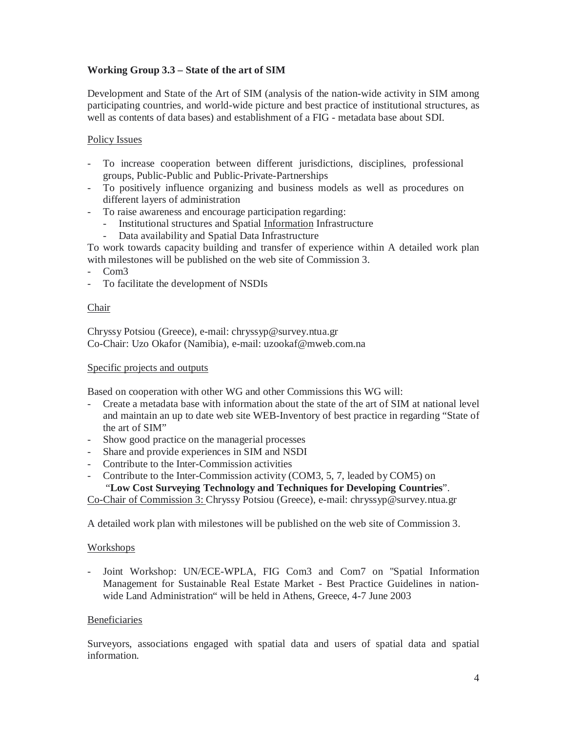**Working Group 3.3 – State of the art of SIM**

Development and State of the Art of SIM (analysis of the nation-wide activity in SIM among participating countries, and world-wide picture and best practice of institutional structures, as well as contents of data bases) and establishment of a FIG - metadata base about SDI.

Policy Issues

- To increase cooperation between different jurisdictions, disciplines, professional groups, Public-Public and Public-Private-Partnerships
- To positively influence organizing and business models as well as procedures on different layers of administration
- To raise awareness and encourage participation regarding:
  - Institutional structures and Spatial Information Infrastructure
  - Data availability and Spatial Data Infrastructure

To work towards capacity building and transfer of experience within A detailed work plan with milestones will be published on the web site of Commission 3.

- Com3
- To facilitate the development of NSDIs

Chair

Chryssy Potsiou (Greece), e-mail: chryssyp@survey.ntua.gr
Co-Chair: Uzo Okafor (Namibia), e-mail: uzookaf@mweb.com.na

Specific projects and outputs

Based on cooperation with other WG and other Commissions this WG will:

- Create a metadata base with information about the state of the art of SIM at national level and maintain an up to date web site WEB-Inventory of best practice in regarding "State of the art of SIM"
- Show good practice on the managerial processes
- Share and provide experiences in SIM and NSDI
- Contribute to the Inter-Commission activities
- Contribute to the Inter-Commission activity (COM3, 5, 7, leaded by COM5) on "**Low Cost Surveying Technology and Techniques for Developing Countries**".

Co-Chair of Commission 3: Chryssy Potsiou (Greece), e-mail: chryssyp@survey.ntua.gr

A detailed work plan with milestones will be published on the web site of Commission 3.

Workshops

- Joint Workshop: UN/ECE-WPLA, FIG Com3 and Com7 on "Spatial Information Management for Sustainable Real Estate Market - Best Practice Guidelines in nation-wide Land Administration" will be held in Athens, Greece, 4-7 June 2003

Beneficiaries

Surveyors, associations engaged with spatial data and users of spatial data and spatial information.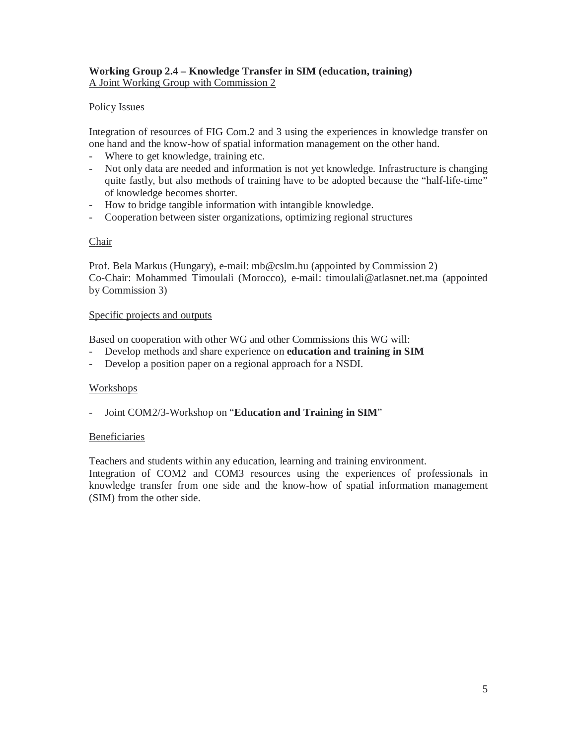**Working Group 2.4 – Knowledge Transfer in SIM (education, training)**
A Joint Working Group with Commission 2

Policy Issues

Integration of resources of FIG Com.2 and 3 using the experiences in knowledge transfer on one hand and the know-how of spatial information management on the other hand.

- Where to get knowledge, training etc.
- Not only data are needed and information is not yet knowledge. Infrastructure is changing quite fastly, but also methods of training have to be adopted because the "half-life-time" of knowledge becomes shorter.
- How to bridge tangible information with intangible knowledge.
- Cooperation between sister organizations, optimizing regional structures

Chair

Prof. Bela Markus (Hungary), e-mail: mb@cslm.hu (appointed by Commission 2)
Co-Chair: Mohammed Timoulali (Morocco), e-mail: timoulali@atlasnet.net.ma (appointed by Commission 3)

Specific projects and outputs

Based on cooperation with other WG and other Commissions this WG will:

- Develop methods and share experience on **education and training in SIM**
- Develop a position paper on a regional approach for a NSDI.

Workshops

- Joint COM2/3-Workshop on "**Education and Training in SIM**"

Beneficiaries

Teachers and students within any education, learning and training environment.
Integration of COM2 and COM3 resources using the experiences of professionals in knowledge transfer from one side and the know-how of spatial information management (SIM) from the other side.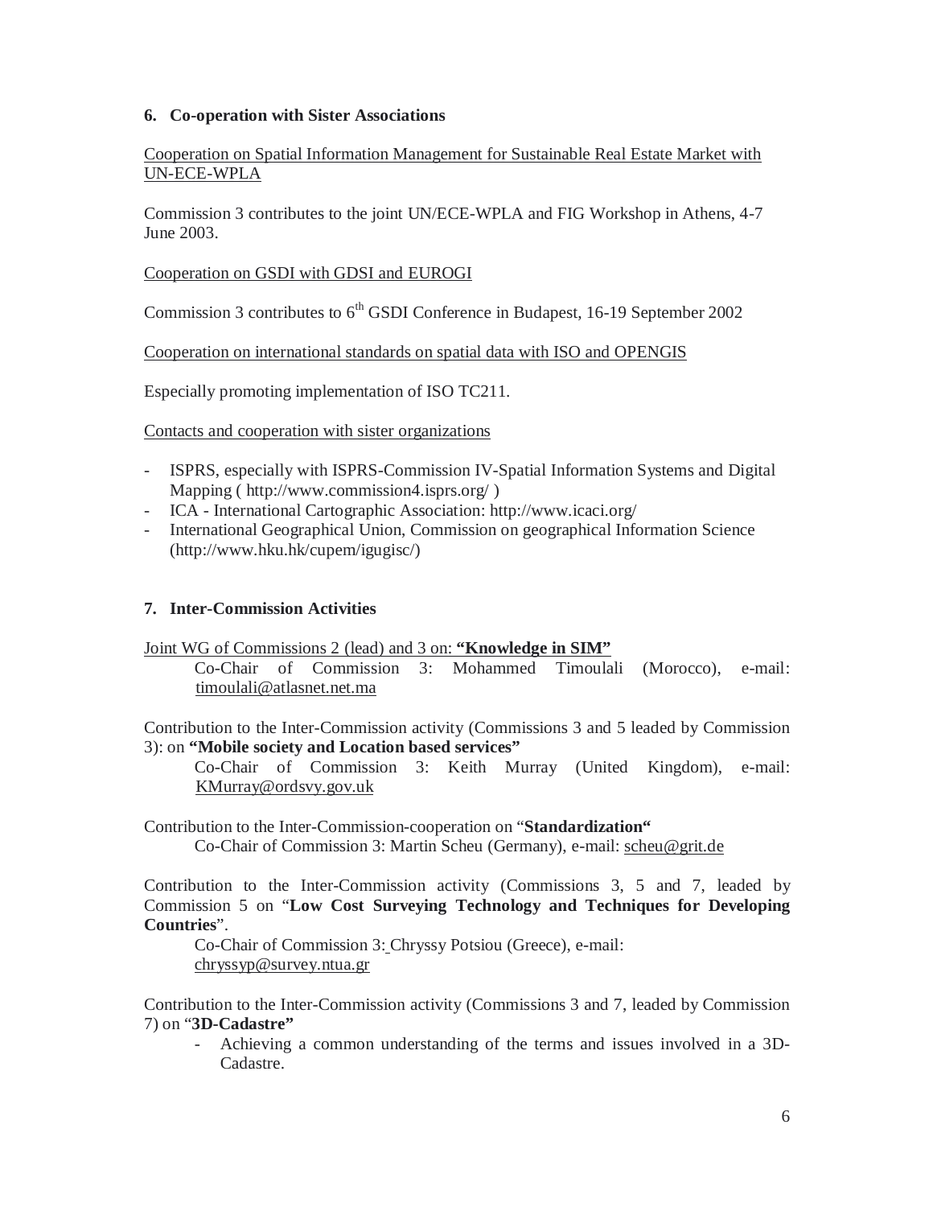## 6. Co-operation with Sister Associations

Cooperation on Spatial Information Management for Sustainable Real Estate Market with UN-ECE-WPLA

Commission 3 contributes to the joint UN/ECE-WPLA and FIG Workshop in Athens, 4-7 June 2003.

Cooperation on GSDI with GDSI and EUROGI

Commission 3 contributes to 6th GSDI Conference in Budapest, 16-19 September 2002

Cooperation on international standards on spatial data with ISO and OPENGIS

Especially promoting implementation of ISO TC211.

Contacts and cooperation with sister organizations

- ISPRS, especially with ISPRS-Commission IV-Spatial Information Systems and Digital Mapping ( http://www.commission4.isprs.org/ )
- ICA - International Cartographic Association: http://www.icaci.org/
- International Geographical Union, Commission on geographical Information Science (http://www.hku.hk/cupem/igugisc/)

## 7. Inter-Commission Activities

Joint WG of Commissions 2 (lead) and 3 on: **"Knowledge in SIM"**

Co-Chair of Commission 3: Mohammed Timoulali (Morocco), e-mail: timoulali@atlasnet.net.ma

Contribution to the Inter-Commission activity (Commissions 3 and 5 leaded by Commission 3): on **"Mobile society and Location based services"**

Co-Chair of Commission 3: Keith Murray (United Kingdom), e-mail: KMurray@ordsvy.gov.uk

Contribution to the Inter-Commission-cooperation on "**Standardization"**

Co-Chair of Commission 3: Martin Scheu (Germany), e-mail: scheu@grit.de

Contribution to the Inter-Commission activity (Commissions 3, 5 and 7, leaded by Commission 5 on "**Low Cost Surveying Technology and Techniques for Developing Countries**".

Co-Chair of Commission 3: Chryssy Potsiou (Greece), e-mail: chryssyp@survey.ntua.gr

Contribution to the Inter-Commission activity (Commissions 3 and 7, leaded by Commission 7) on "**3D-Cadastre"**

- Achieving a common understanding of the terms and issues involved in a 3D-Cadastre.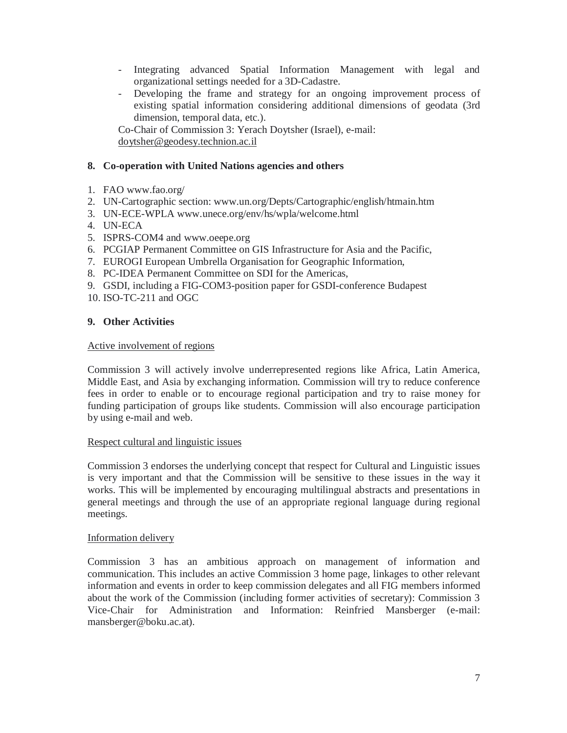- Integrating advanced Spatial Information Management with legal and organizational settings needed for a 3D-Cadastre.
- Developing the frame and strategy for an ongoing improvement process of existing spatial information considering additional dimensions of geodata (3rd dimension, temporal data, etc.).

Co-Chair of Commission 3: Yerach Doytsher (Israel), e-mail: doytsher@geodesy.technion.ac.il

## 8. Co-operation with United Nations agencies and others

1. FAO www.fao.org/
2. UN-Cartographic section: www.un.org/Depts/Cartographic/english/htmain.htm
3. UN-ECE-WPLA www.unece.org/env/hs/wpla/welcome.html
4. UN-ECA
5. ISPRS-COM4 and www.oeepe.org
6. PCGIAP Permanent Committee on GIS Infrastructure for Asia and the Pacific,
7. EUROGI European Umbrella Organisation for Geographic Information,
8. PC-IDEA Permanent Committee on SDI for the Americas,
9. GSDI, including a FIG-COM3-position paper for GSDI-conference Budapest
10. ISO-TC-211 and OGC

## 9. Other Activities

Active involvement of regions

Commission 3 will actively involve underrepresented regions like Africa, Latin America, Middle East, and Asia by exchanging information. Commission will try to reduce conference fees in order to enable or to encourage regional participation and try to raise money for funding participation of groups like students. Commission will also encourage participation by using e-mail and web.

Respect cultural and linguistic issues

Commission 3 endorses the underlying concept that respect for Cultural and Linguistic issues is very important and that the Commission will be sensitive to these issues in the way it works. This will be implemented by encouraging multilingual abstracts and presentations in general meetings and through the use of an appropriate regional language during regional meetings.

Information delivery

Commission 3 has an ambitious approach on management of information and communication. This includes an active Commission 3 home page, linkages to other relevant information and events in order to keep commission delegates and all FIG members informed about the work of the Commission (including former activities of secretary): Commission 3 Vice-Chair for Administration and Information: Reinfried Mansberger (e-mail: mansberger@boku.ac.at).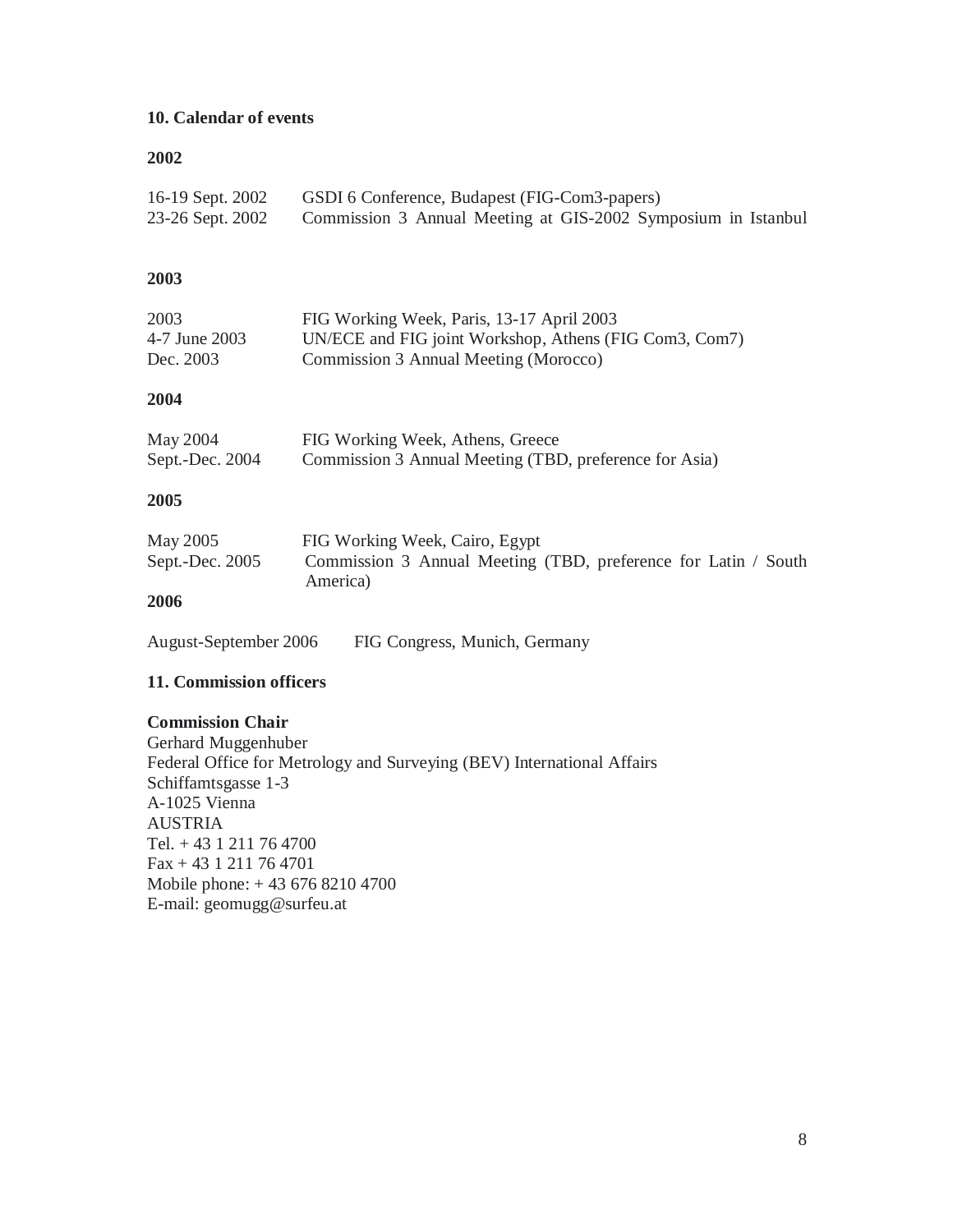## 10. Calendar of events

### 2002

| | |
|---|---|
| 16-19 Sept. 2002 | GSDI 6 Conference, Budapest (FIG-Com3-papers) |
| 23-26 Sept. 2002 | Commission 3 Annual Meeting at GIS-2002 Symposium in Istanbul |

### 2003

| | |
|---|---|
| 2003 | FIG Working Week, Paris, 13-17 April 2003 |
| 4-7 June 2003 | UN/ECE and FIG joint Workshop, Athens (FIG Com3, Com7) |
| Dec. 2003 | Commission 3 Annual Meeting (Morocco) |

### 2004

| | |
|---|---|
| May 2004 | FIG Working Week, Athens, Greece |
| Sept.-Dec. 2004 | Commission 3 Annual Meeting (TBD, preference for Asia) |

### 2005

| | |
|---|---|
| May 2005 | FIG Working Week, Cairo, Egypt |
| Sept.-Dec. 2005 | Commission 3 Annual Meeting (TBD, preference for Latin / South America) |

### 2006

| | |
|---|---|
| August-September 2006 | FIG Congress, Munich, Germany |

## 11. Commission officers

**Commission Chair**
Gerhard Muggenhuber
Federal Office for Metrology and Surveying (BEV) International Affairs
Schiffamtsgasse 1-3
A-1025 Vienna
AUSTRIA
Tel. + 43 1 211 76 4700
Fax + 43 1 211 76 4701
Mobile phone: + 43 676 8210 4700
E-mail: geomugg@surfeu.at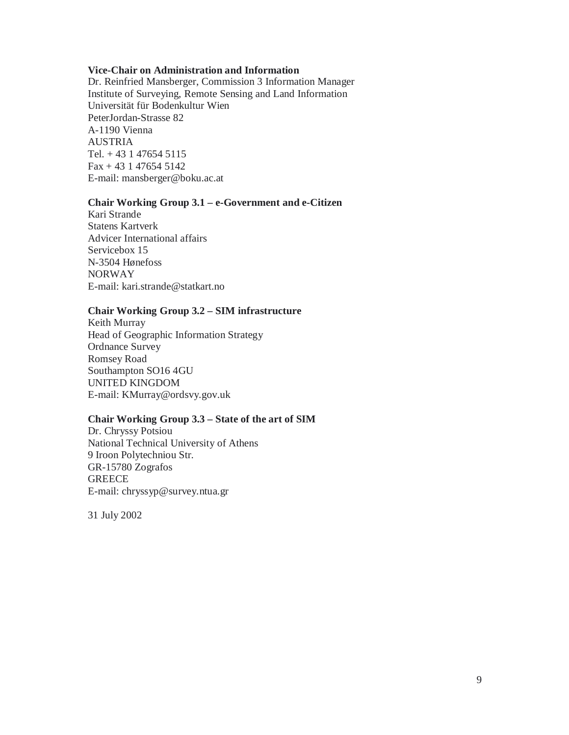**Vice-Chair on Administration and Information**
Dr. Reinfried Mansberger, Commission 3 Information Manager
Institute of Surveying, Remote Sensing and Land Information
Universität für Bodenkultur Wien
PeterJordan-Strasse 82
A-1190 Vienna
AUSTRIA
Tel. + 43 1 47654 5115
Fax + 43 1 47654 5142
E-mail: mansberger@boku.ac.at

**Chair Working Group 3.1 – e-Government and e-Citizen**
Kari Strande
Statens Kartverk
Advicer International affairs
Servicebox 15
N-3504 Hønefoss
NORWAY
E-mail: kari.strande@statkart.no

**Chair Working Group 3.2 – SIM infrastructure**
Keith Murray
Head of Geographic Information Strategy
Ordnance Survey
Romsey Road
Southampton SO16 4GU
UNITED KINGDOM
E-mail: KMurray@ordsvy.gov.uk

**Chair Working Group 3.3 – State of the art of SIM**
Dr. Chryssy Potsiou
National Technical University of Athens
9 Iroon Polytechniou Str.
GR-15780 Zografos
GREECE
E-mail: chryssyp@survey.ntua.gr

31 July 2002